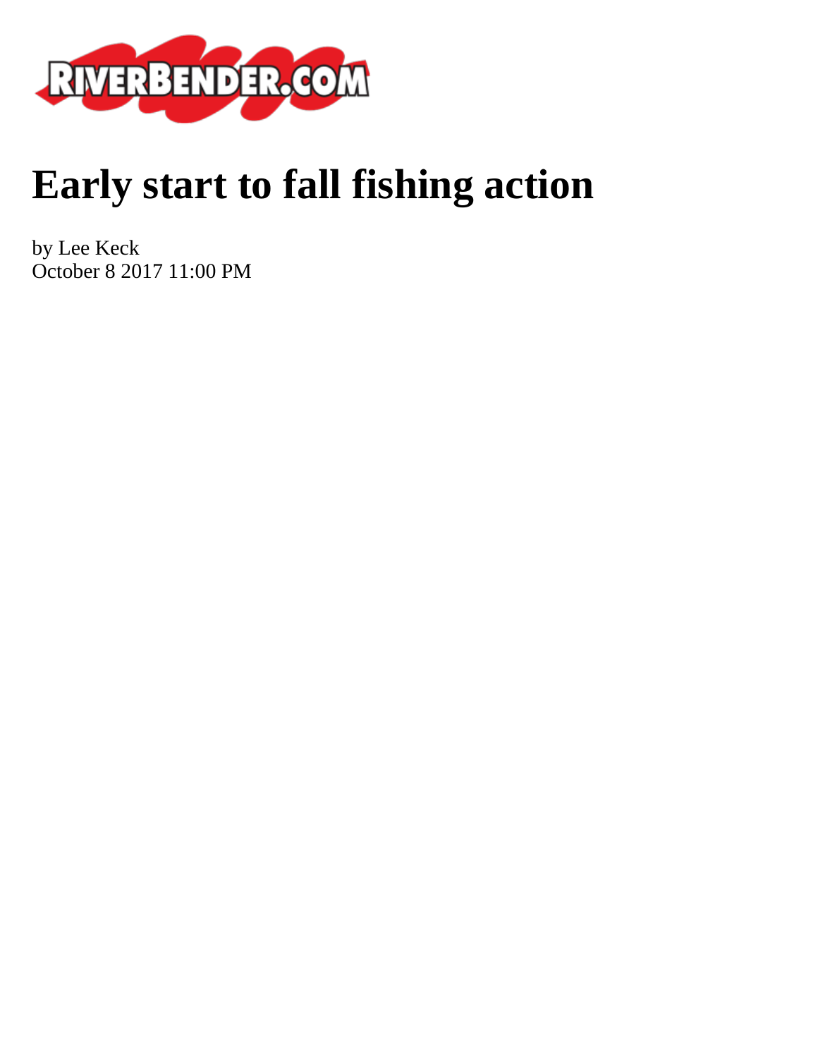# Early start to fall fishing action

by Lee Keck
October 8 2017 11:00 PM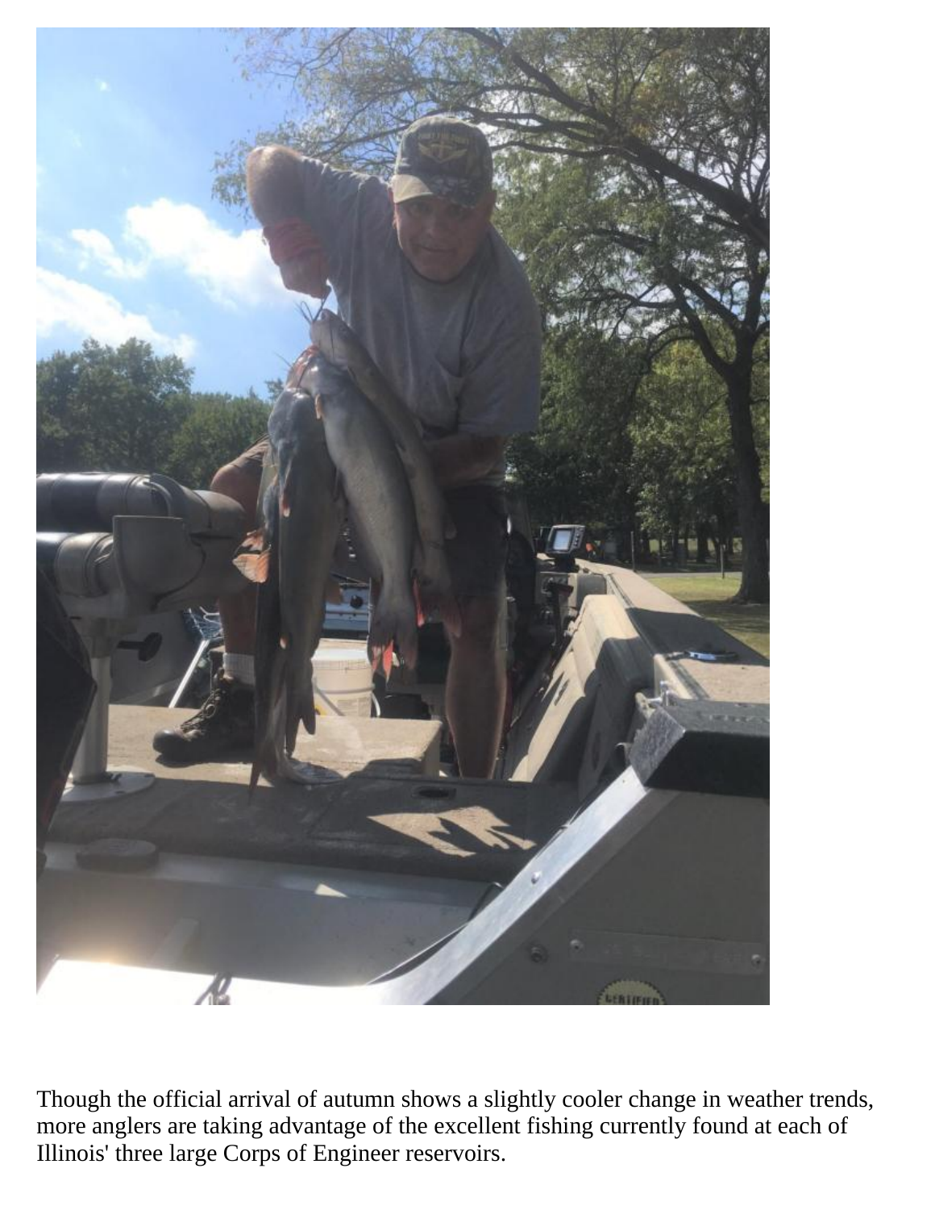Though the official arrival of autumn shows a slightly cooler change in weather trends, more anglers are taking advantage of the excellent fishing currently found at each of Illinois' three large Corps of Engineer reservoirs.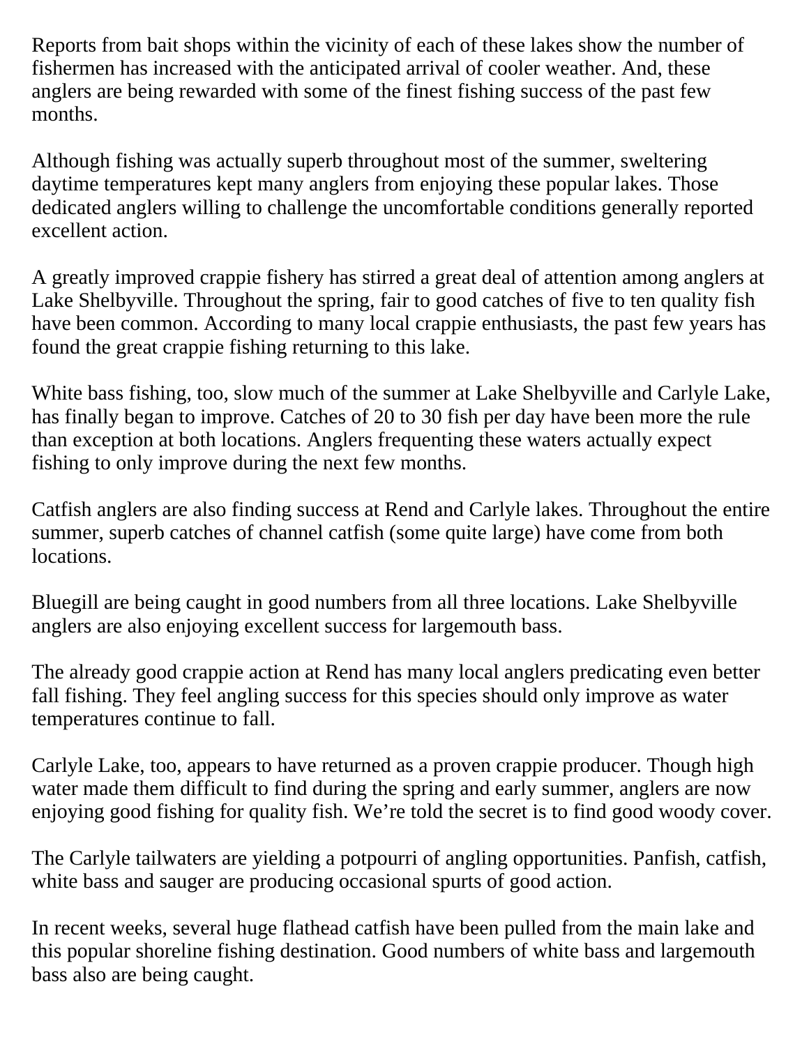Reports from bait shops within the vicinity of each of these lakes show the number of fishermen has increased with the anticipated arrival of cooler weather. And, these anglers are being rewarded with some of the finest fishing success of the past few months.

Although fishing was actually superb throughout most of the summer, sweltering daytime temperatures kept many anglers from enjoying these popular lakes. Those dedicated anglers willing to challenge the uncomfortable conditions generally reported excellent action.

A greatly improved crappie fishery has stirred a great deal of attention among anglers at Lake Shelbyville. Throughout the spring, fair to good catches of five to ten quality fish have been common. According to many local crappie enthusiasts, the past few years has found the great crappie fishing returning to this lake.

White bass fishing, too, slow much of the summer at Lake Shelbyville and Carlyle Lake, has finally began to improve. Catches of 20 to 30 fish per day have been more the rule than exception at both locations. Anglers frequenting these waters actually expect fishing to only improve during the next few months.

Catfish anglers are also finding success at Rend and Carlyle lakes. Throughout the entire summer, superb catches of channel catfish (some quite large) have come from both locations.

Bluegill are being caught in good numbers from all three locations. Lake Shelbyville anglers are also enjoying excellent success for largemouth bass.

The already good crappie action at Rend has many local anglers predicating even better fall fishing. They feel angling success for this species should only improve as water temperatures continue to fall.

Carlyle Lake, too, appears to have returned as a proven crappie producer. Though high water made them difficult to find during the spring and early summer, anglers are now enjoying good fishing for quality fish. We're told the secret is to find good woody cover.

The Carlyle tailwaters are yielding a potpourri of angling opportunities. Panfish, catfish, white bass and sauger are producing occasional spurts of good action.

In recent weeks, several huge flathead catfish have been pulled from the main lake and this popular shoreline fishing destination. Good numbers of white bass and largemouth bass also are being caught.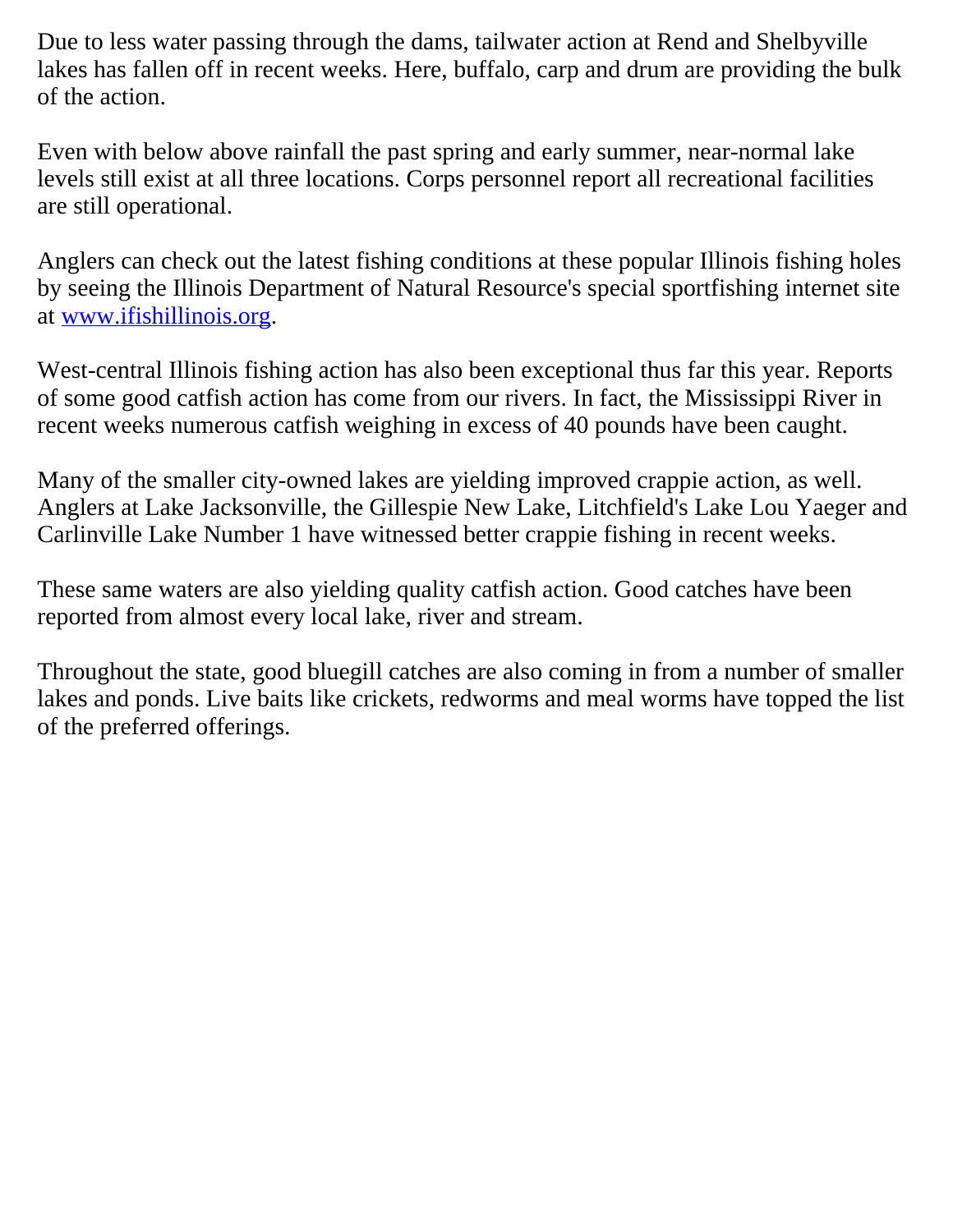Due to less water passing through the dams, tailwater action at Rend and Shelbyville lakes has fallen off in recent weeks. Here, buffalo, carp and drum are providing the bulk of the action.

Even with below above rainfall the past spring and early summer, near-normal lake levels still exist at all three locations. Corps personnel report all recreational facilities are still operational.

Anglers can check out the latest fishing conditions at these popular Illinois fishing holes by seeing the Illinois Department of Natural Resource's special sportfishing internet site at [www.ifishillinois.org](http://www.ifishillinois.org).

West-central Illinois fishing action has also been exceptional thus far this year. Reports of some good catfish action has come from our rivers. In fact, the Mississippi River in recent weeks numerous catfish weighing in excess of 40 pounds have been caught.

Many of the smaller city-owned lakes are yielding improved crappie action, as well. Anglers at Lake Jacksonville, the Gillespie New Lake, Litchfield's Lake Lou Yaeger and Carlinville Lake Number 1 have witnessed better crappie fishing in recent weeks.

These same waters are also yielding quality catfish action. Good catches have been reported from almost every local lake, river and stream.

Throughout the state, good bluegill catches are also coming in from a number of smaller lakes and ponds. Live baits like crickets, redworms and meal worms have topped the list of the preferred offerings.